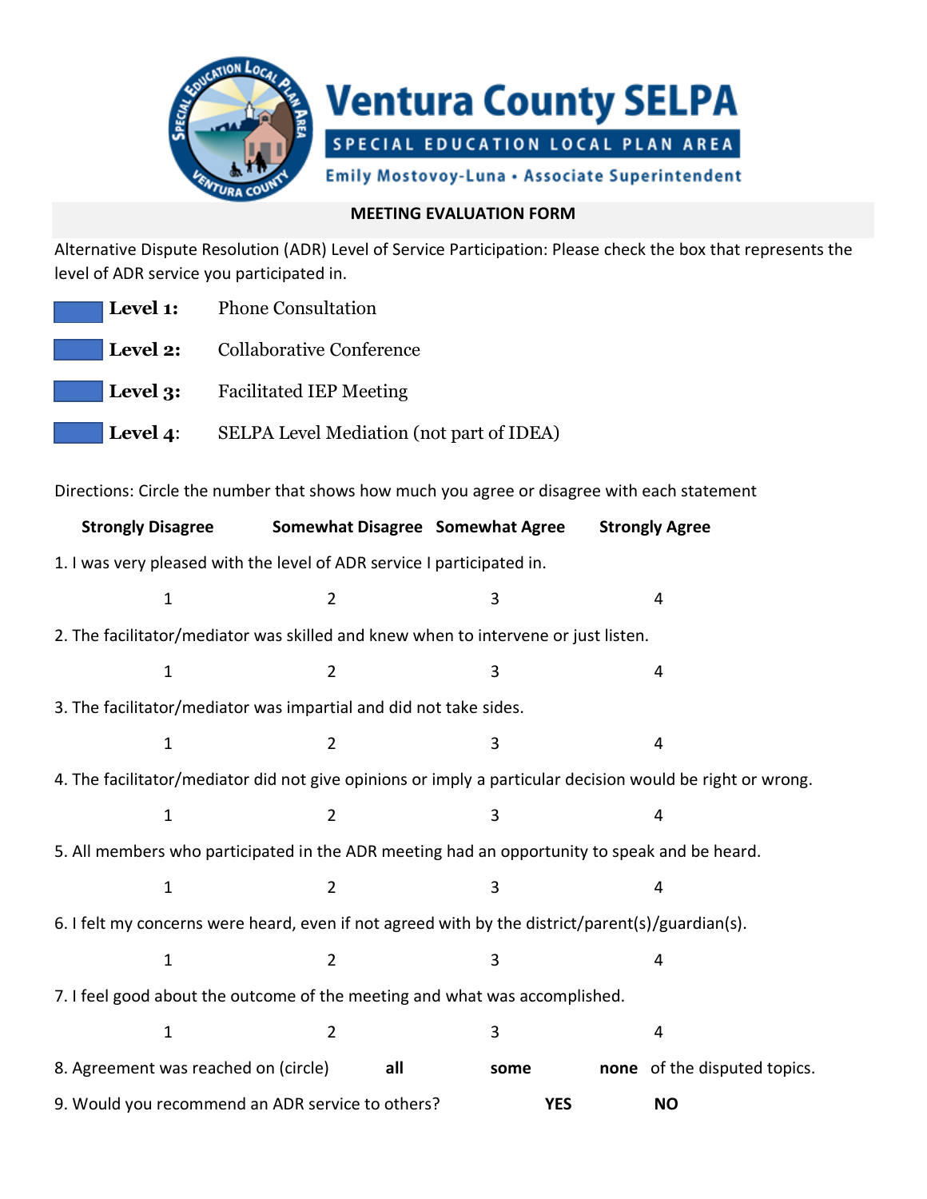# Ventura County SELPA

**SPECIAL EDUCATION LOCAL PLAN AREA**

**Emily Mostovoy-Luna • Associate Superintendent**

## MEETING EVALUATION FORM

Alternative Dispute Resolution (ADR) Level of Service Participation: Please check the box that represents the level of ADR service you participated in.

- ☐ **Level 1:** Phone Consultation
- ☐ **Level 2:** Collaborative Conference
- ☐ **Level 3:** Facilitated IEP Meeting
- ☐ **Level 4:** SELPA Level Mediation (not part of IDEA)

Directions: Circle the number that shows how much you agree or disagree with each statement

| Statement | Strongly Disagree | Somewhat Disagree | Somewhat Agree | Strongly Agree |
|---|---|---|---|---|
| 1. I was very pleased with the level of ADR service I participated in. | 1 | 2 | 3 | 4 |
| 2. The facilitator/mediator was skilled and knew when to intervene or just listen. | 1 | 2 | 3 | 4 |
| 3. The facilitator/mediator was impartial and did not take sides. | 1 | 2 | 3 | 4 |
| 4. The facilitator/mediator did not give opinions or imply a particular decision would be right or wrong. | 1 | 2 | 3 | 4 |
| 5. All members who participated in the ADR meeting had an opportunity to speak and be heard. | 1 | 2 | 3 | 4 |
| 6. I felt my concerns were heard, even if not agreed with by the district/parent(s)/guardian(s). | 1 | 2 | 3 | 4 |
| 7. I feel good about the outcome of the meeting and what was accomplished. | 1 | 2 | 3 | 4 |

8. Agreement was reached on (circle) **all** **some** **none** of the disputed topics.

9. Would you recommend an ADR service to others? **YES** **NO**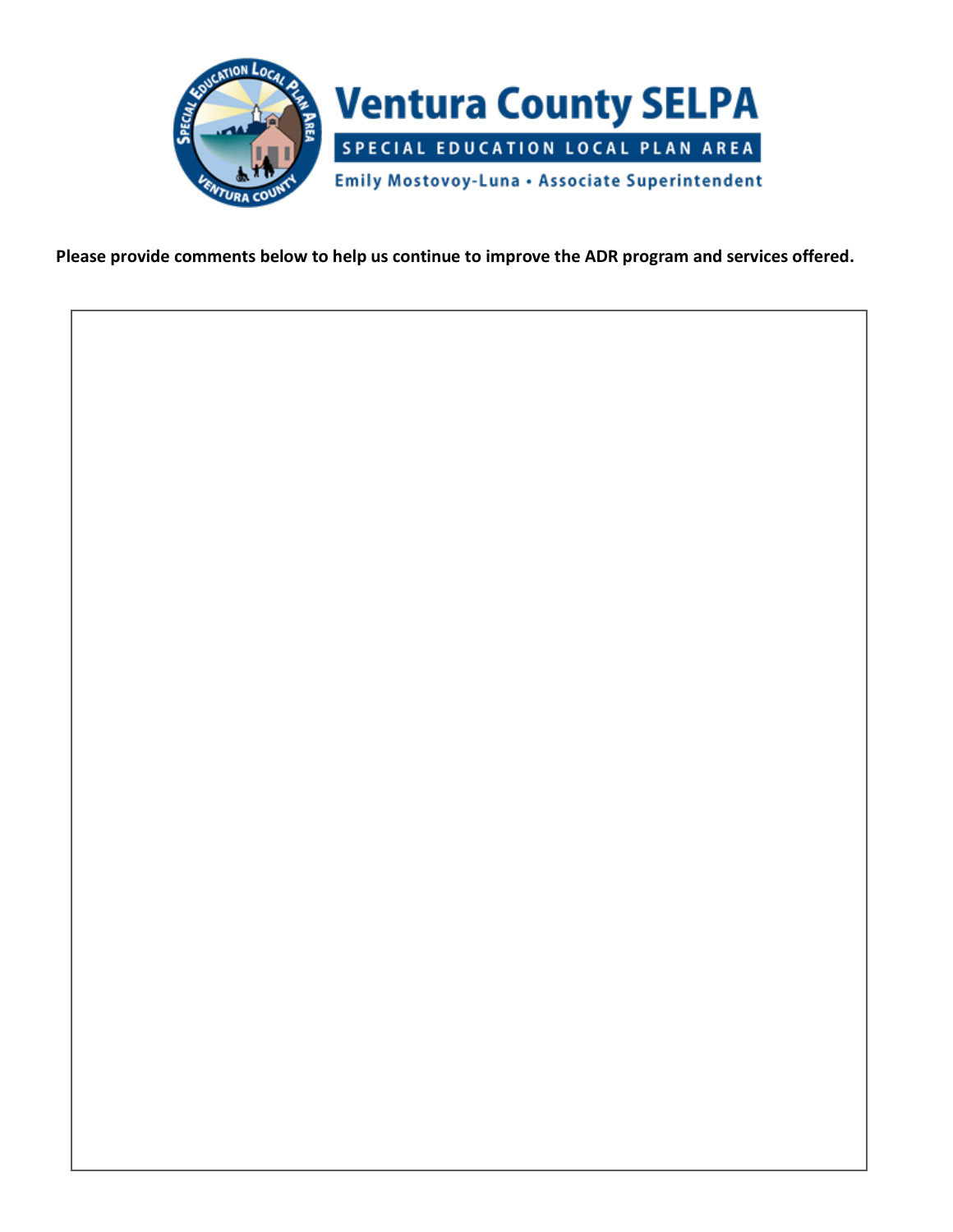Ventura County SELPA

SPECIAL EDUCATION LOCAL PLAN AREA

Emily Mostovoy-Luna • Associate Superintendent

**Please provide comments below to help us continue to improve the ADR program and services offered.**